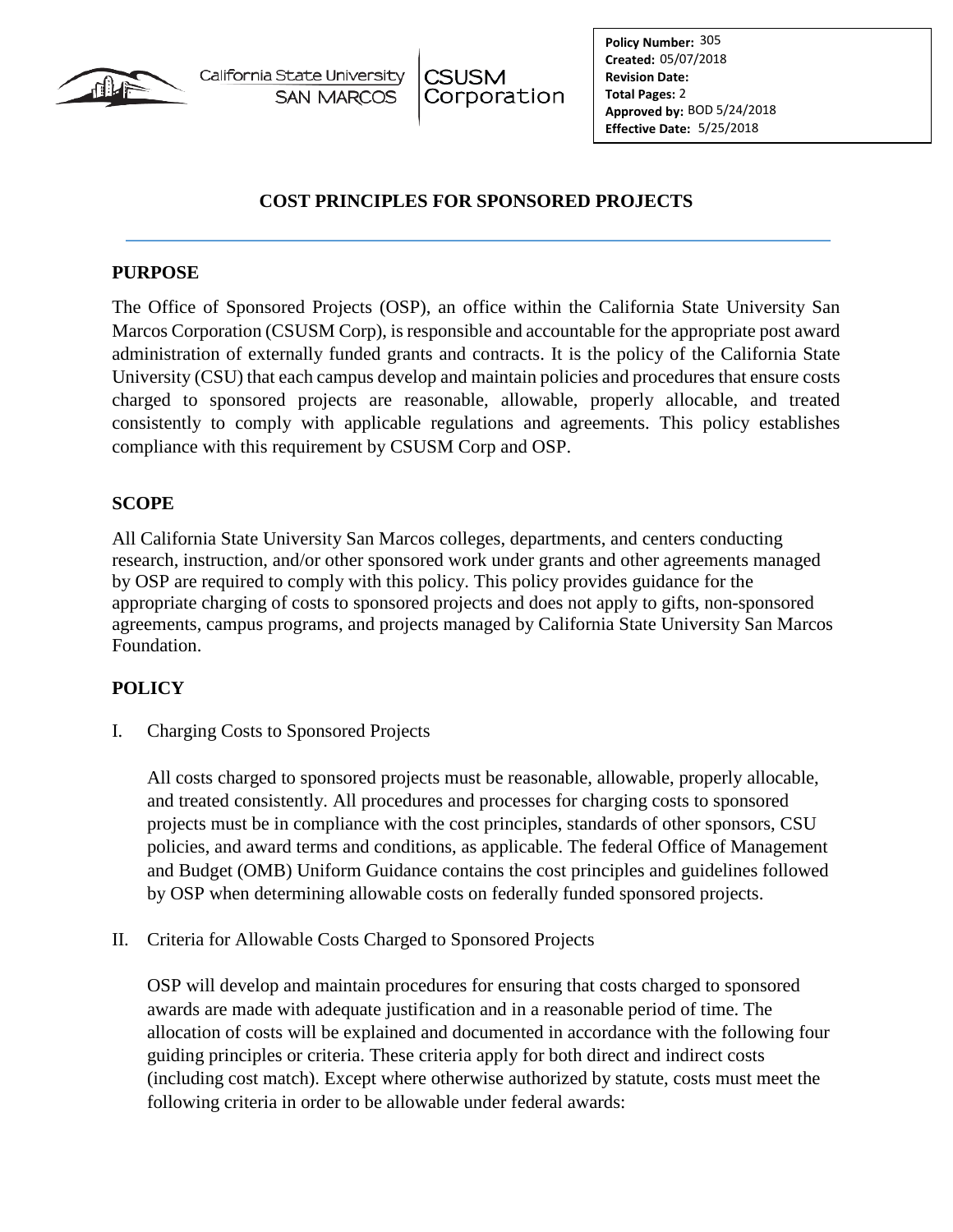California State University SAN MARCOS | CSUSM Corporation

**Policy Number:** 305
**Created:** 05/07/2018
**Revision Date:**
**Total Pages:** 2
**Approved by:** BOD 5/24/2018
**Effective Date:** 5/25/2018

# COST PRINCIPLES FOR SPONSORED PROJECTS

## PURPOSE

The Office of Sponsored Projects (OSP), an office within the California State University San Marcos Corporation (CSUSM Corp), is responsible and accountable for the appropriate post award administration of externally funded grants and contracts. It is the policy of the California State University (CSU) that each campus develop and maintain policies and procedures that ensure costs charged to sponsored projects are reasonable, allowable, properly allocable, and treated consistently to comply with applicable regulations and agreements. This policy establishes compliance with this requirement by CSUSM Corp and OSP.

## SCOPE

All California State University San Marcos colleges, departments, and centers conducting research, instruction, and/or other sponsored work under grants and other agreements managed by OSP are required to comply with this policy. This policy provides guidance for the appropriate charging of costs to sponsored projects and does not apply to gifts, non-sponsored agreements, campus programs, and projects managed by California State University San Marcos Foundation.

## POLICY

I. Charging Costs to Sponsored Projects

All costs charged to sponsored projects must be reasonable, allowable, properly allocable, and treated consistently. All procedures and processes for charging costs to sponsored projects must be in compliance with the cost principles, standards of other sponsors, CSU policies, and award terms and conditions, as applicable. The federal Office of Management and Budget (OMB) Uniform Guidance contains the cost principles and guidelines followed by OSP when determining allowable costs on federally funded sponsored projects.

II. Criteria for Allowable Costs Charged to Sponsored Projects

OSP will develop and maintain procedures for ensuring that costs charged to sponsored awards are made with adequate justification and in a reasonable period of time. The allocation of costs will be explained and documented in accordance with the following four guiding principles or criteria. These criteria apply for both direct and indirect costs (including cost match). Except where otherwise authorized by statute, costs must meet the following criteria in order to be allowable under federal awards: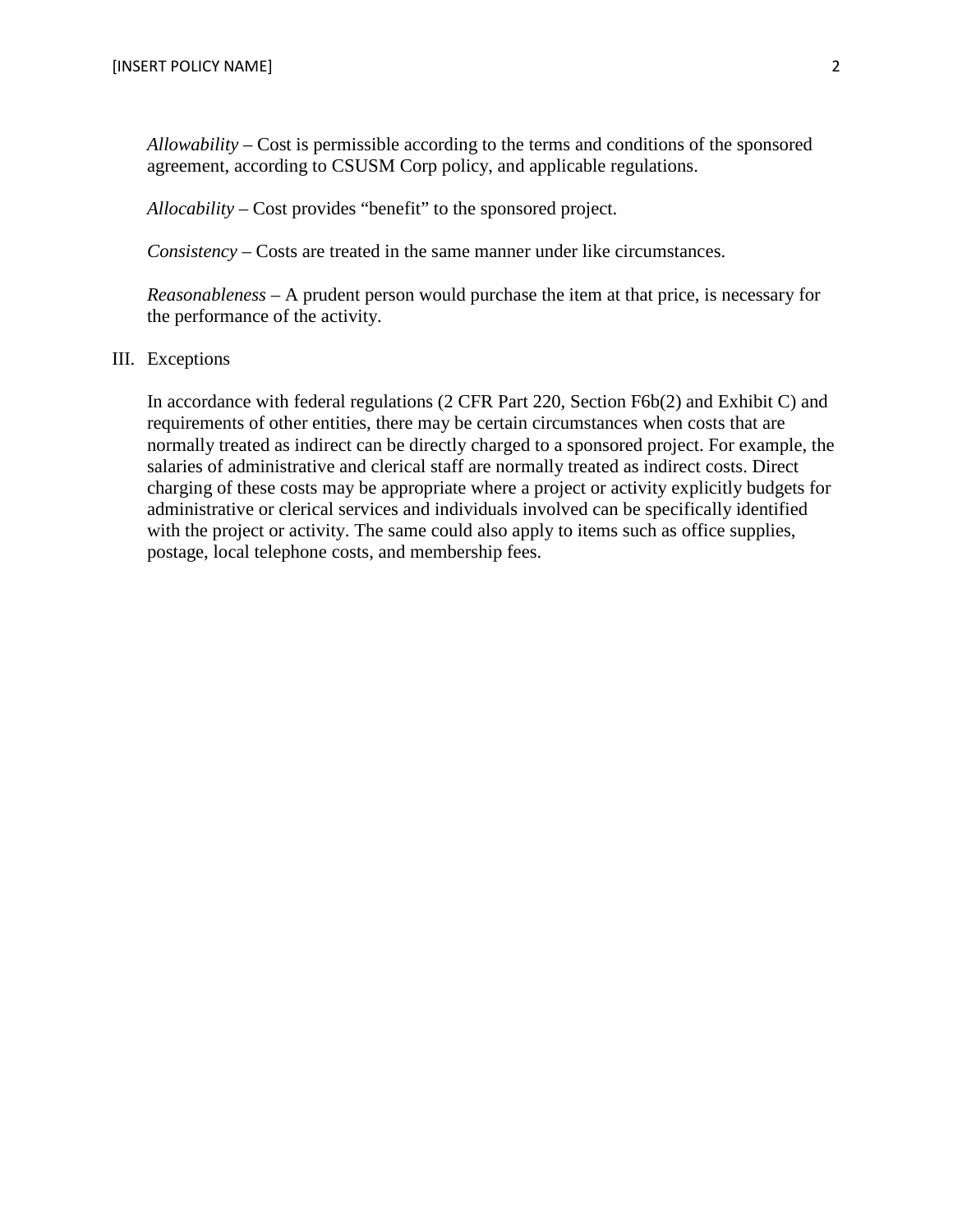*Allowability* – Cost is permissible according to the terms and conditions of the sponsored agreement, according to CSUSM Corp policy, and applicable regulations.

*Allocability* – Cost provides "benefit" to the sponsored project.

*Consistency* – Costs are treated in the same manner under like circumstances.

*Reasonableness* – A prudent person would purchase the item at that price, is necessary for the performance of the activity.

## III. Exceptions

In accordance with federal regulations (2 CFR Part 220, Section F6b(2) and Exhibit C) and requirements of other entities, there may be certain circumstances when costs that are normally treated as indirect can be directly charged to a sponsored project. For example, the salaries of administrative and clerical staff are normally treated as indirect costs. Direct charging of these costs may be appropriate where a project or activity explicitly budgets for administrative or clerical services and individuals involved can be specifically identified with the project or activity. The same could also apply to items such as office supplies, postage, local telephone costs, and membership fees.